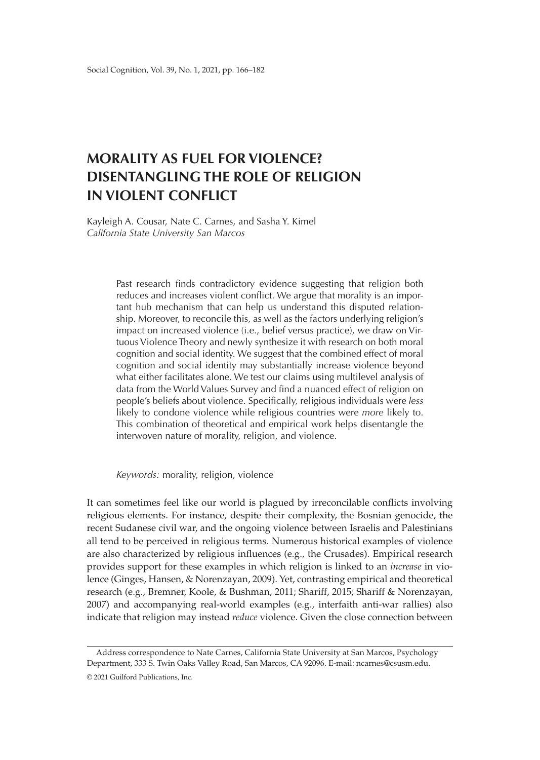# MORALITY AS FUEL FOR VIOLENCE? DISENTANGLING THE ROLE OF RELIGION IN VIOLENT CONFLICT

Kayleigh A. Cousar, Nate C. Carnes, and Sasha Y. Kimel
*California State University San Marcos*

> Past research finds contradictory evidence suggesting that religion both reduces and increases violent conflict. We argue that morality is an important hub mechanism that can help us understand this disputed relationship. Moreover, to reconcile this, as well as the factors underlying religion's impact on increased violence (i.e., belief versus practice), we draw on Virtuous Violence Theory and newly synthesize it with research on both moral cognition and social identity. We suggest that the combined effect of moral cognition and social identity may substantially increase violence beyond what either facilitates alone. We test our claims using multilevel analysis of data from the World Values Survey and find a nuanced effect of religion on people's beliefs about violence. Specifically, religious individuals were *less* likely to condone violence while religious countries were *more* likely to. This combination of theoretical and empirical work helps disentangle the interwoven nature of morality, religion, and violence.
>
> *Keywords:* morality, religion, violence

It can sometimes feel like our world is plagued by irreconcilable conflicts involving religious elements. For instance, despite their complexity, the Bosnian genocide, the recent Sudanese civil war, and the ongoing violence between Israelis and Palestinians all tend to be perceived in religious terms. Numerous historical examples of violence are also characterized by religious influences (e.g., the Crusades). Empirical research provides support for these examples in which religion is linked to an *increase* in violence (Ginges, Hansen, & Norenzayan, 2009). Yet, contrasting empirical and theoretical research (e.g., Bremner, Koole, & Bushman, 2011; Shariff, 2015; Shariff & Norenzayan, 2007) and accompanying real-world examples (e.g., interfaith anti-war rallies) also indicate that religion may instead *reduce* violence. Given the close connection between

---

Address correspondence to Nate Carnes, California State University at San Marcos, Psychology Department, 333 S. Twin Oaks Valley Road, San Marcos, CA 92096. E-mail: ncarnes@csusm.edu.

© 2021 Guilford Publications, Inc.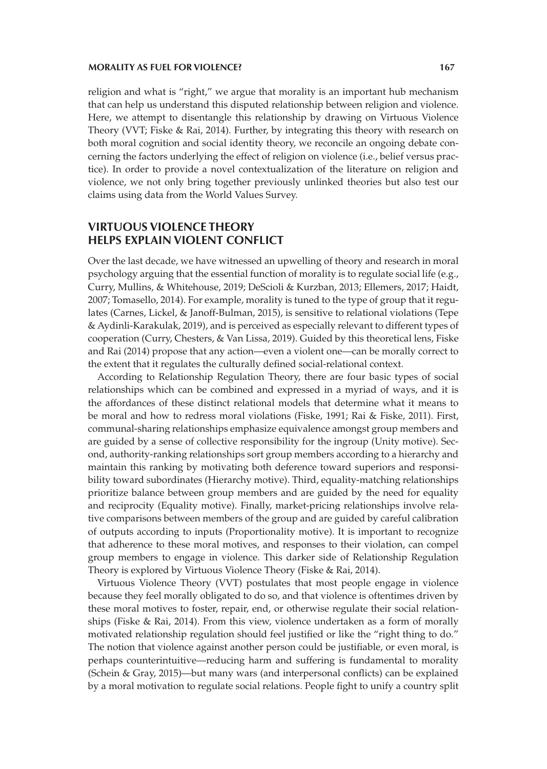religion and what is "right," we argue that morality is an important hub mechanism that can help us understand this disputed relationship between religion and violence. Here, we attempt to disentangle this relationship by drawing on Virtuous Violence Theory (VVT; Fiske & Rai, 2014). Further, by integrating this theory with research on both moral cognition and social identity theory, we reconcile an ongoing debate concerning the factors underlying the effect of religion on violence (i.e., belief versus practice). In order to provide a novel contextualization of the literature on religion and violence, we not only bring together previously unlinked theories but also test our claims using data from the World Values Survey.

## VIRTUOUS VIOLENCE THEORY HELPS EXPLAIN VIOLENT CONFLICT

Over the last decade, we have witnessed an upwelling of theory and research in moral psychology arguing that the essential function of morality is to regulate social life (e.g., Curry, Mullins, & Whitehouse, 2019; DeScioli & Kurzban, 2013; Ellemers, 2017; Haidt, 2007; Tomasello, 2014). For example, morality is tuned to the type of group that it regulates (Carnes, Lickel, & Janoff-Bulman, 2015), is sensitive to relational violations (Tepe & Aydinli-Karakulak, 2019), and is perceived as especially relevant to different types of cooperation (Curry, Chesters, & Van Lissa, 2019). Guided by this theoretical lens, Fiske and Rai (2014) propose that any action—even a violent one—can be morally correct to the extent that it regulates the culturally defined social-relational context.

According to Relationship Regulation Theory, there are four basic types of social relationships which can be combined and expressed in a myriad of ways, and it is the affordances of these distinct relational models that determine what it means to be moral and how to redress moral violations (Fiske, 1991; Rai & Fiske, 2011). First, communal-sharing relationships emphasize equivalence amongst group members and are guided by a sense of collective responsibility for the ingroup (Unity motive). Second, authority-ranking relationships sort group members according to a hierarchy and maintain this ranking by motivating both deference toward superiors and responsibility toward subordinates (Hierarchy motive). Third, equality-matching relationships prioritize balance between group members and are guided by the need for equality and reciprocity (Equality motive). Finally, market-pricing relationships involve relative comparisons between members of the group and are guided by careful calibration of outputs according to inputs (Proportionality motive). It is important to recognize that adherence to these moral motives, and responses to their violation, can compel group members to engage in violence. This darker side of Relationship Regulation Theory is explored by Virtuous Violence Theory (Fiske & Rai, 2014).

Virtuous Violence Theory (VVT) postulates that most people engage in violence because they feel morally obligated to do so, and that violence is oftentimes driven by these moral motives to foster, repair, end, or otherwise regulate their social relationships (Fiske & Rai, 2014). From this view, violence undertaken as a form of morally motivated relationship regulation should feel justified or like the "right thing to do." The notion that violence against another person could be justifiable, or even moral, is perhaps counterintuitive—reducing harm and suffering is fundamental to morality (Schein & Gray, 2015)—but many wars (and interpersonal conflicts) can be explained by a moral motivation to regulate social relations. People fight to unify a country split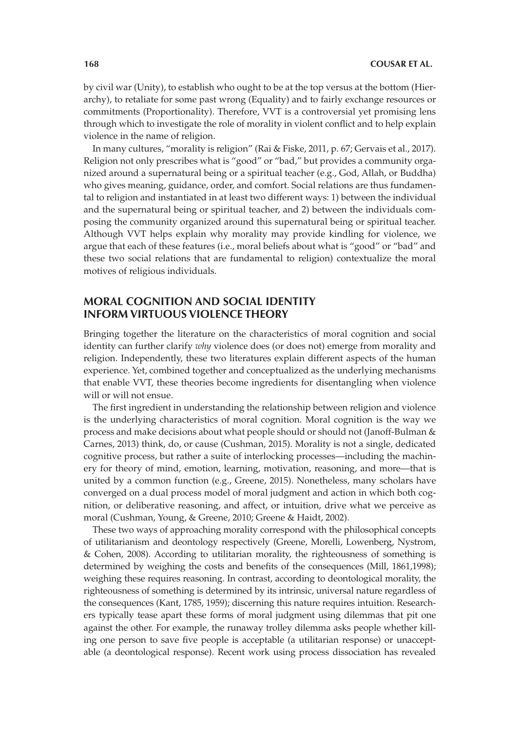by civil war (Unity), to establish who ought to be at the top versus at the bottom (Hierarchy), to retaliate for some past wrong (Equality) and to fairly exchange resources or commitments (Proportionality). Therefore, VVT is a controversial yet promising lens through which to investigate the role of morality in violent conflict and to help explain violence in the name of religion.

In many cultures, "morality is religion" (Rai & Fiske, 2011, p. 67; Gervais et al., 2017). Religion not only prescribes what is "good" or "bad," but provides a community organized around a supernatural being or a spiritual teacher (e.g., God, Allah, or Buddha) who gives meaning, guidance, order, and comfort. Social relations are thus fundamental to religion and instantiated in at least two different ways: 1) between the individual and the supernatural being or spiritual teacher, and 2) between the individuals composing the community organized around this supernatural being or spiritual teacher. Although VVT helps explain why morality may provide kindling for violence, we argue that each of these features (i.e., moral beliefs about what is "good" or "bad" and these two social relations that are fundamental to religion) contextualize the moral motives of religious individuals.

## MORAL COGNITION AND SOCIAL IDENTITY INFORM VIRTUOUS VIOLENCE THEORY

Bringing together the literature on the characteristics of moral cognition and social identity can further clarify *why* violence does (or does not) emerge from morality and religion. Independently, these two literatures explain different aspects of the human experience. Yet, combined together and conceptualized as the underlying mechanisms that enable VVT, these theories become ingredients for disentangling when violence will or will not ensue.

The first ingredient in understanding the relationship between religion and violence is the underlying characteristics of moral cognition. Moral cognition is the way we process and make decisions about what people should or should not (Janoff-Bulman & Carnes, 2013) think, do, or cause (Cushman, 2015). Morality is not a single, dedicated cognitive process, but rather a suite of interlocking processes—including the machinery for theory of mind, emotion, learning, motivation, reasoning, and more—that is united by a common function (e.g., Greene, 2015). Nonetheless, many scholars have converged on a dual process model of moral judgment and action in which both cognition, or deliberative reasoning, and affect, or intuition, drive what we perceive as moral (Cushman, Young, & Greene, 2010; Greene & Haidt, 2002).

These two ways of approaching morality correspond with the philosophical concepts of utilitarianism and deontology respectively (Greene, Morelli, Lowenberg, Nystrom, & Cohen, 2008). According to utilitarian morality, the righteousness of something is determined by weighing the costs and benefits of the consequences (Mill, 1861,1998); weighing these requires reasoning. In contrast, according to deontological morality, the righteousness of something is determined by its intrinsic, universal nature regardless of the consequences (Kant, 1785, 1959); discerning this nature requires intuition. Researchers typically tease apart these forms of moral judgment using dilemmas that pit one against the other. For example, the runaway trolley dilemma asks people whether killing one person to save five people is acceptable (a utilitarian response) or unacceptable (a deontological response). Recent work using process dissociation has revealed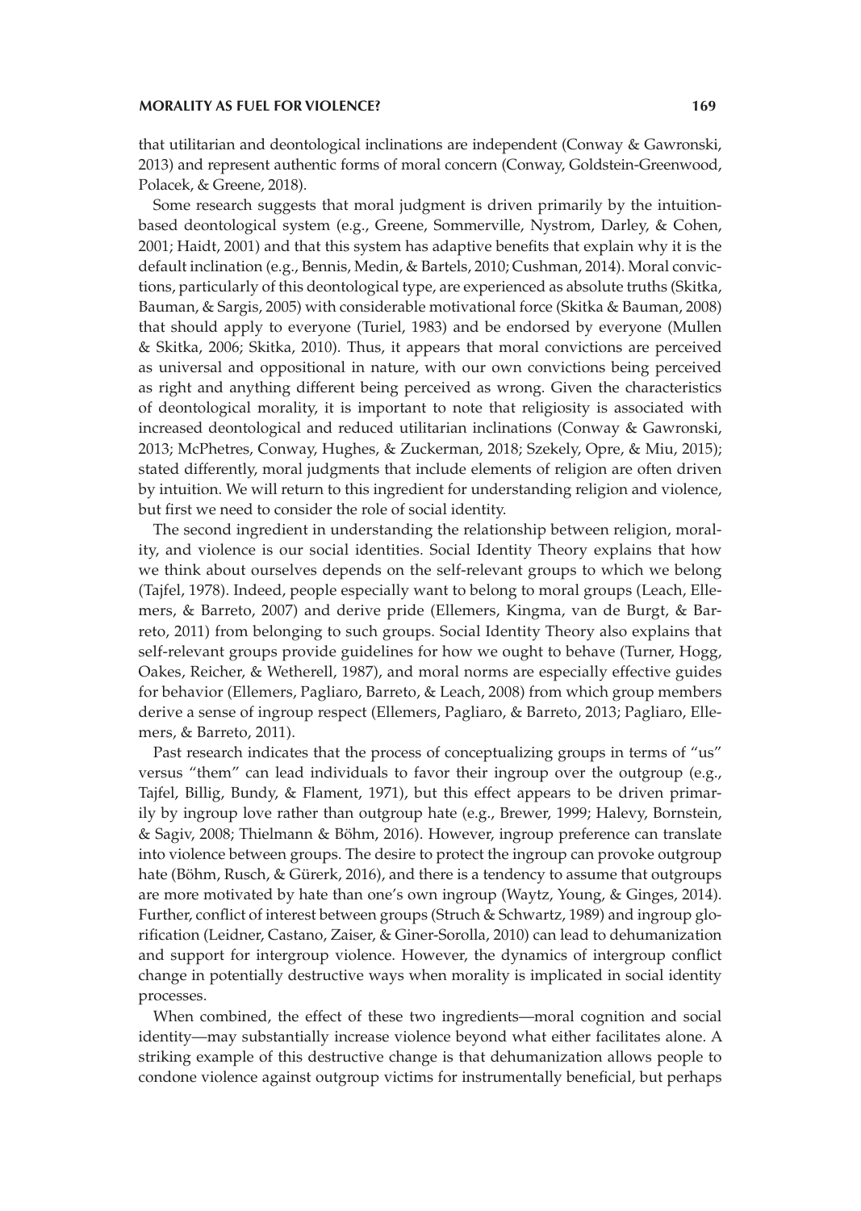that utilitarian and deontological inclinations are independent (Conway & Gawronski, 2013) and represent authentic forms of moral concern (Conway, Goldstein-Greenwood, Polacek, & Greene, 2018).

Some research suggests that moral judgment is driven primarily by the intuition-based deontological system (e.g., Greene, Sommerville, Nystrom, Darley, & Cohen, 2001; Haidt, 2001) and that this system has adaptive benefits that explain why it is the default inclination (e.g., Bennis, Medin, & Bartels, 2010; Cushman, 2014). Moral convictions, particularly of this deontological type, are experienced as absolute truths (Skitka, Bauman, & Sargis, 2005) with considerable motivational force (Skitka & Bauman, 2008) that should apply to everyone (Turiel, 1983) and be endorsed by everyone (Mullen & Skitka, 2006; Skitka, 2010). Thus, it appears that moral convictions are perceived as universal and oppositional in nature, with our own convictions being perceived as right and anything different being perceived as wrong. Given the characteristics of deontological morality, it is important to note that religiosity is associated with increased deontological and reduced utilitarian inclinations (Conway & Gawronski, 2013; McPhetres, Conway, Hughes, & Zuckerman, 2018; Szekely, Opre, & Miu, 2015); stated differently, moral judgments that include elements of religion are often driven by intuition. We will return to this ingredient for understanding religion and violence, but first we need to consider the role of social identity.

The second ingredient in understanding the relationship between religion, morality, and violence is our social identities. Social Identity Theory explains that how we think about ourselves depends on the self-relevant groups to which we belong (Tajfel, 1978). Indeed, people especially want to belong to moral groups (Leach, Ellemers, & Barreto, 2007) and derive pride (Ellemers, Kingma, van de Burgt, & Barreto, 2011) from belonging to such groups. Social Identity Theory also explains that self-relevant groups provide guidelines for how we ought to behave (Turner, Hogg, Oakes, Reicher, & Wetherell, 1987), and moral norms are especially effective guides for behavior (Ellemers, Pagliaro, Barreto, & Leach, 2008) from which group members derive a sense of ingroup respect (Ellemers, Pagliaro, & Barreto, 2013; Pagliaro, Ellemers, & Barreto, 2011).

Past research indicates that the process of conceptualizing groups in terms of "us" versus "them" can lead individuals to favor their ingroup over the outgroup (e.g., Tajfel, Billig, Bundy, & Flament, 1971), but this effect appears to be driven primarily by ingroup love rather than outgroup hate (e.g., Brewer, 1999; Halevy, Bornstein, & Sagiv, 2008; Thielmann & Böhm, 2016). However, ingroup preference can translate into violence between groups. The desire to protect the ingroup can provoke outgroup hate (Böhm, Rusch, & Gürerk, 2016), and there is a tendency to assume that outgroups are more motivated by hate than one's own ingroup (Waytz, Young, & Ginges, 2014). Further, conflict of interest between groups (Struch & Schwartz, 1989) and ingroup glorification (Leidner, Castano, Zaiser, & Giner-Sorolla, 2010) can lead to dehumanization and support for intergroup violence. However, the dynamics of intergroup conflict change in potentially destructive ways when morality is implicated in social identity processes.

When combined, the effect of these two ingredients—moral cognition and social identity—may substantially increase violence beyond what either facilitates alone. A striking example of this destructive change is that dehumanization allows people to condone violence against outgroup victims for instrumentally beneficial, but perhaps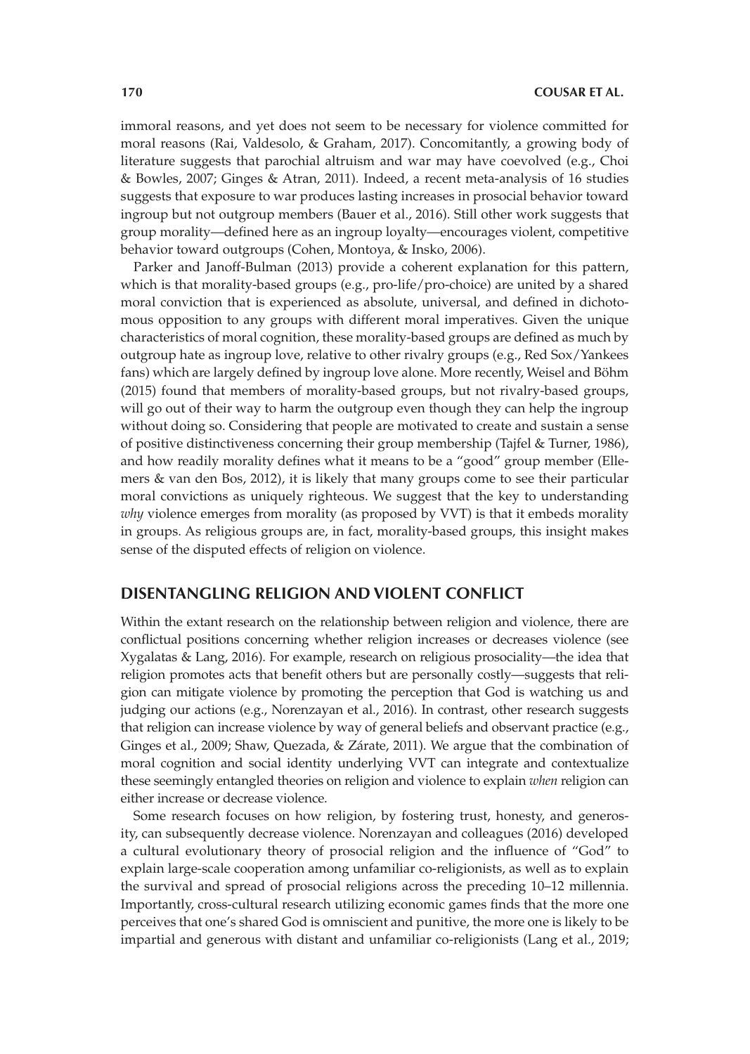immoral reasons, and yet does not seem to be necessary for violence committed for moral reasons (Rai, Valdesolo, & Graham, 2017). Concomitantly, a growing body of literature suggests that parochial altruism and war may have coevolved (e.g., Choi & Bowles, 2007; Ginges & Atran, 2011). Indeed, a recent meta-analysis of 16 studies suggests that exposure to war produces lasting increases in prosocial behavior toward ingroup but not outgroup members (Bauer et al., 2016). Still other work suggests that group morality—defined here as an ingroup loyalty—encourages violent, competitive behavior toward outgroups (Cohen, Montoya, & Insko, 2006).

Parker and Janoff-Bulman (2013) provide a coherent explanation for this pattern, which is that morality-based groups (e.g., pro-life/pro-choice) are united by a shared moral conviction that is experienced as absolute, universal, and defined in dichotomous opposition to any groups with different moral imperatives. Given the unique characteristics of moral cognition, these morality-based groups are defined as much by outgroup hate as ingroup love, relative to other rivalry groups (e.g., Red Sox/Yankees fans) which are largely defined by ingroup love alone. More recently, Weisel and Böhm (2015) found that members of morality-based groups, but not rivalry-based groups, will go out of their way to harm the outgroup even though they can help the ingroup without doing so. Considering that people are motivated to create and sustain a sense of positive distinctiveness concerning their group membership (Tajfel & Turner, 1986), and how readily morality defines what it means to be a "good" group member (Ellemers & van den Bos, 2012), it is likely that many groups come to see their particular moral convictions as uniquely righteous. We suggest that the key to understanding *why* violence emerges from morality (as proposed by VVT) is that it embeds morality in groups. As religious groups are, in fact, morality-based groups, this insight makes sense of the disputed effects of religion on violence.

## DISENTANGLING RELIGION AND VIOLENT CONFLICT

Within the extant research on the relationship between religion and violence, there are conflictual positions concerning whether religion increases or decreases violence (see Xygalatas & Lang, 2016). For example, research on religious prosociality—the idea that religion promotes acts that benefit others but are personally costly—suggests that religion can mitigate violence by promoting the perception that God is watching us and judging our actions (e.g., Norenzayan et al., 2016). In contrast, other research suggests that religion can increase violence by way of general beliefs and observant practice (e.g., Ginges et al., 2009; Shaw, Quezada, & Zárate, 2011). We argue that the combination of moral cognition and social identity underlying VVT can integrate and contextualize these seemingly entangled theories on religion and violence to explain *when* religion can either increase or decrease violence.

Some research focuses on how religion, by fostering trust, honesty, and generosity, can subsequently decrease violence. Norenzayan and colleagues (2016) developed a cultural evolutionary theory of prosocial religion and the influence of "God" to explain large-scale cooperation among unfamiliar co-religionists, as well as to explain the survival and spread of prosocial religions across the preceding 10–12 millennia. Importantly, cross-cultural research utilizing economic games finds that the more one perceives that one's shared God is omniscient and punitive, the more one is likely to be impartial and generous with distant and unfamiliar co-religionists (Lang et al., 2019;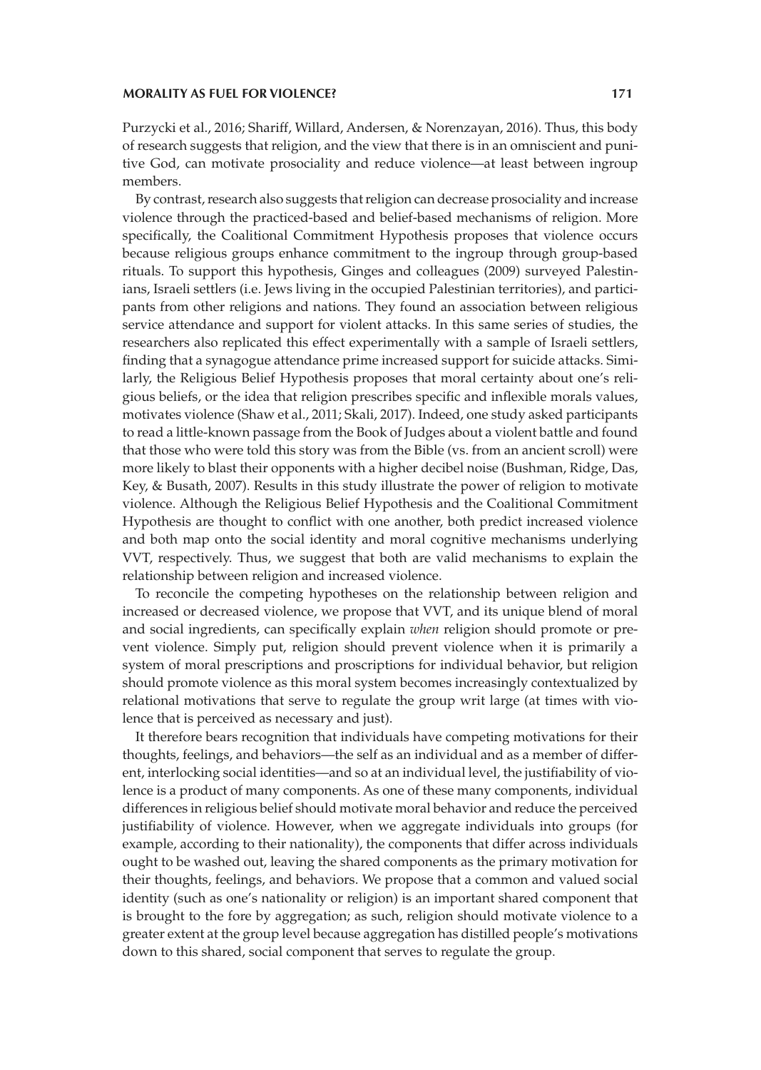Purzycki et al., 2016; Shariff, Willard, Andersen, & Norenzayan, 2016). Thus, this body of research suggests that religion, and the view that there is in an omniscient and punitive God, can motivate prosociality and reduce violence—at least between ingroup members.

By contrast, research also suggests that religion can decrease prosociality and increase violence through the practiced-based and belief-based mechanisms of religion. More specifically, the Coalitional Commitment Hypothesis proposes that violence occurs because religious groups enhance commitment to the ingroup through group-based rituals. To support this hypothesis, Ginges and colleagues (2009) surveyed Palestinians, Israeli settlers (i.e. Jews living in the occupied Palestinian territories), and participants from other religions and nations. They found an association between religious service attendance and support for violent attacks. In this same series of studies, the researchers also replicated this effect experimentally with a sample of Israeli settlers, finding that a synagogue attendance prime increased support for suicide attacks. Similarly, the Religious Belief Hypothesis proposes that moral certainty about one's religious beliefs, or the idea that religion prescribes specific and inflexible morals values, motivates violence (Shaw et al., 2011; Skali, 2017). Indeed, one study asked participants to read a little-known passage from the Book of Judges about a violent battle and found that those who were told this story was from the Bible (vs. from an ancient scroll) were more likely to blast their opponents with a higher decibel noise (Bushman, Ridge, Das, Key, & Busath, 2007). Results in this study illustrate the power of religion to motivate violence. Although the Religious Belief Hypothesis and the Coalitional Commitment Hypothesis are thought to conflict with one another, both predict increased violence and both map onto the social identity and moral cognitive mechanisms underlying VVT, respectively. Thus, we suggest that both are valid mechanisms to explain the relationship between religion and increased violence.

To reconcile the competing hypotheses on the relationship between religion and increased or decreased violence, we propose that VVT, and its unique blend of moral and social ingredients, can specifically explain *when* religion should promote or prevent violence. Simply put, religion should prevent violence when it is primarily a system of moral prescriptions and proscriptions for individual behavior, but religion should promote violence as this moral system becomes increasingly contextualized by relational motivations that serve to regulate the group writ large (at times with violence that is perceived as necessary and just).

It therefore bears recognition that individuals have competing motivations for their thoughts, feelings, and behaviors—the self as an individual and as a member of different, interlocking social identities—and so at an individual level, the justifiability of violence is a product of many components. As one of these many components, individual differences in religious belief should motivate moral behavior and reduce the perceived justifiability of violence. However, when we aggregate individuals into groups (for example, according to their nationality), the components that differ across individuals ought to be washed out, leaving the shared components as the primary motivation for their thoughts, feelings, and behaviors. We propose that a common and valued social identity (such as one's nationality or religion) is an important shared component that is brought to the fore by aggregation; as such, religion should motivate violence to a greater extent at the group level because aggregation has distilled people's motivations down to this shared, social component that serves to regulate the group.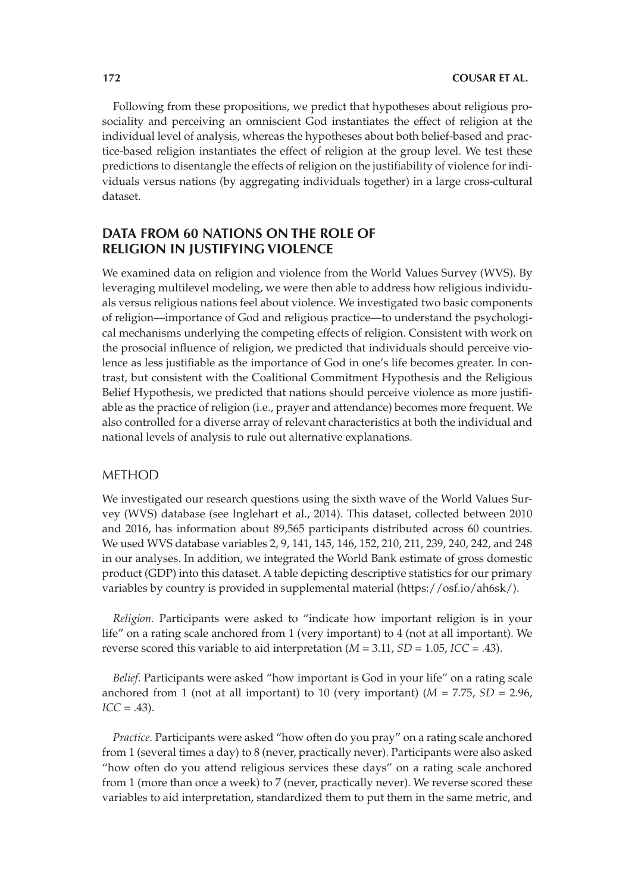Following from these propositions, we predict that hypotheses about religious prosociality and perceiving an omniscient God instantiates the effect of religion at the individual level of analysis, whereas the hypotheses about both belief-based and practice-based religion instantiates the effect of religion at the group level. We test these predictions to disentangle the effects of religion on the justifiability of violence for individuals versus nations (by aggregating individuals together) in a large cross-cultural dataset.

## DATA FROM 60 NATIONS ON THE ROLE OF RELIGION IN JUSTIFYING VIOLENCE

We examined data on religion and violence from the World Values Survey (WVS). By leveraging multilevel modeling, we were then able to address how religious individuals versus religious nations feel about violence. We investigated two basic components of religion—importance of God and religious practice—to understand the psychological mechanisms underlying the competing effects of religion. Consistent with work on the prosocial influence of religion, we predicted that individuals should perceive violence as less justifiable as the importance of God in one's life becomes greater. In contrast, but consistent with the Coalitional Commitment Hypothesis and the Religious Belief Hypothesis, we predicted that nations should perceive violence as more justifiable as the practice of religion (i.e., prayer and attendance) becomes more frequent. We also controlled for a diverse array of relevant characteristics at both the individual and national levels of analysis to rule out alternative explanations.

### METHOD

We investigated our research questions using the sixth wave of the World Values Survey (WVS) database (see Inglehart et al., 2014). This dataset, collected between 2010 and 2016, has information about 89,565 participants distributed across 60 countries. We used WVS database variables 2, 9, 141, 145, 146, 152, 210, 211, 239, 240, 242, and 248 in our analyses. In addition, we integrated the World Bank estimate of gross domestic product (GDP) into this dataset. A table depicting descriptive statistics for our primary variables by country is provided in supplemental material (https://osf.io/ah6sk/).

*Religion.* Participants were asked to "indicate how important religion is in your life" on a rating scale anchored from 1 (very important) to 4 (not at all important). We reverse scored this variable to aid interpretation ($M = 3.11$, $SD = 1.05$, $ICC = .43$).

*Belief.* Participants were asked "how important is God in your life" on a rating scale anchored from 1 (not at all important) to 10 (very important) ($M = 7.75$, $SD = 2.96$, $ICC = .43$).

*Practice.* Participants were asked "how often do you pray" on a rating scale anchored from 1 (several times a day) to 8 (never, practically never). Participants were also asked "how often do you attend religious services these days" on a rating scale anchored from 1 (more than once a week) to 7 (never, practically never). We reverse scored these variables to aid interpretation, standardized them to put them in the same metric, and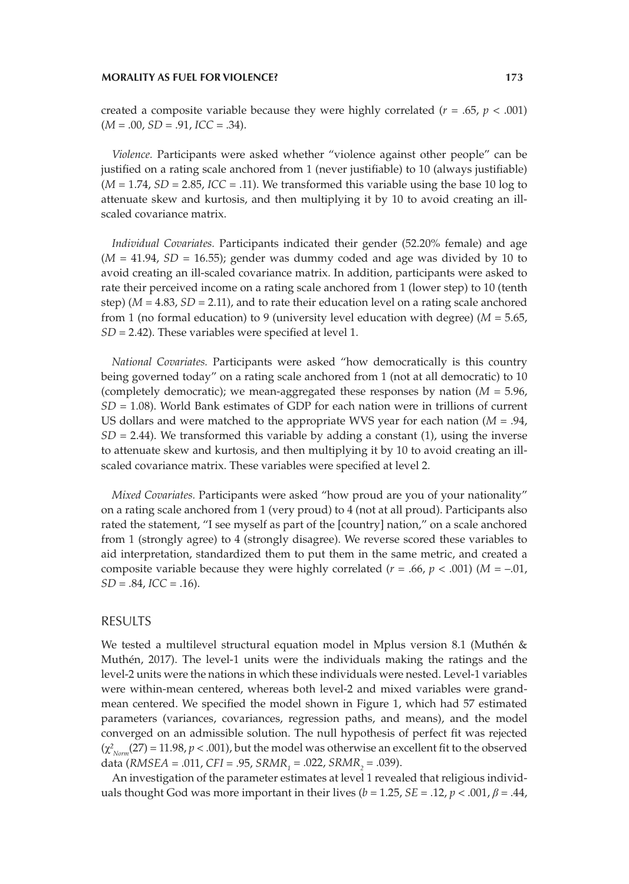created a composite variable because they were highly correlated ($r = .65$, $p < .001$) ($M = .00$, $SD = .91$, $ICC = .34$).

*Violence.* Participants were asked whether "violence against other people" can be justified on a rating scale anchored from 1 (never justifiable) to 10 (always justifiable) ($M = 1.74$, $SD = 2.85$, $ICC = .11$). We transformed this variable using the base 10 log to attenuate skew and kurtosis, and then multiplying it by 10 to avoid creating an ill-scaled covariance matrix.

*Individual Covariates.* Participants indicated their gender (52.20% female) and age ($M = 41.94$, $SD = 16.55$); gender was dummy coded and age was divided by 10 to avoid creating an ill-scaled covariance matrix. In addition, participants were asked to rate their perceived income on a rating scale anchored from 1 (lower step) to 10 (tenth step) ($M = 4.83$, $SD = 2.11$), and to rate their education level on a rating scale anchored from 1 (no formal education) to 9 (university level education with degree) ($M = 5.65$, $SD = 2.42$). These variables were specified at level 1.

*National Covariates.* Participants were asked "how democratically is this country being governed today" on a rating scale anchored from 1 (not at all democratic) to 10 (completely democratic); we mean-aggregated these responses by nation ($M = 5.96$, $SD = 1.08$). World Bank estimates of GDP for each nation were in trillions of current US dollars and were matched to the appropriate WVS year for each nation ($M = .94$, $SD = 2.44$). We transformed this variable by adding a constant (1), using the inverse to attenuate skew and kurtosis, and then multiplying it by 10 to avoid creating an ill-scaled covariance matrix. These variables were specified at level 2.

*Mixed Covariates.* Participants were asked "how proud are you of your nationality" on a rating scale anchored from 1 (very proud) to 4 (not at all proud). Participants also rated the statement, "I see myself as part of the [country] nation," on a scale anchored from 1 (strongly agree) to 4 (strongly disagree). We reverse scored these variables to aid interpretation, standardized them to put them in the same metric, and created a composite variable because they were highly correlated ($r = .66$, $p < .001$) ($M = -.01$, $SD = .84$, $ICC = .16$).

## RESULTS

We tested a multilevel structural equation model in Mplus version 8.1 (Muthén & Muthén, 2017). The level-1 units were the individuals making the ratings and the level-2 units were the nations in which these individuals were nested. Level-1 variables were within-mean centered, whereas both level-2 and mixed variables were grand-mean centered. We specified the model shown in Figure 1, which had 57 estimated parameters (variances, covariances, regression paths, and means), and the model converged on an admissible solution. The null hypothesis of perfect fit was rejected ($\chi^2_{Norm}(27) = 11.98$, $p < .001$), but the model was otherwise an excellent fit to the observed data ($RMSEA = .011$, $CFI = .95$, $SRMR_1 = .022$, $SRMR_2 = .039$).

An investigation of the parameter estimates at level 1 revealed that religious individuals thought God was more important in their lives ($b = 1.25$, $SE = .12$, $p < .001$, $\beta = .44$,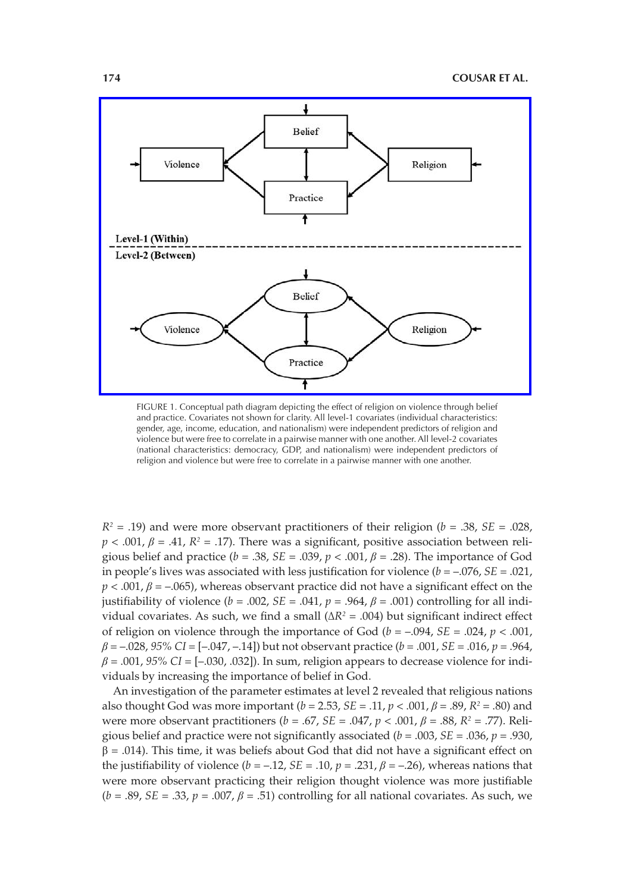FIGURE 1. Conceptual path diagram depicting the effect of religion on violence through belief and practice. Covariates not shown for clarity. All level-1 covariates (individual characteristics: gender, age, income, education, and nationalism) were independent predictors of religion and violence but were free to correlate in a pairwise manner with one another. All level-2 covariates (national characteristics: democracy, GDP, and nationalism) were independent predictors of religion and violence but were free to correlate in a pairwise manner with one another.

$R^2$ = .19) and were more observant practitioners of their religion ($b$ = .38, $SE$ = .028, $p < .001$, $\beta$ = .41, $R^2$ = .17). There was a significant, positive association between religious belief and practice ($b$ = .38, $SE$ = .039, $p < .001$, $\beta$ = .28). The importance of God in people's lives was associated with less justification for violence ($b$ = –.076, $SE$ = .021, $p < .001$, $\beta$ = –.065), whereas observant practice did not have a significant effect on the justifiability of violence ($b$ = .002, $SE$ = .041, $p$ = .964, $\beta$ = .001) controlling for all individual covariates. As such, we find a small ($\Delta R^2$ = .004) but significant indirect effect of religion on violence through the importance of God ($b$ = –.094, $SE$ = .024, $p < .001$, $\beta$ = –.028, *95% CI* = [–.047, –.14]) but not observant practice ($b$ = .001, $SE$ = .016, $p$ = .964, $\beta$ = .001, *95% CI* = [–.030, .032]). In sum, religion appears to decrease violence for individuals by increasing the importance of belief in God.

An investigation of the parameter estimates at level 2 revealed that religious nations also thought God was more important ($b$ = 2.53, $SE$ = .11, $p < .001$, $\beta$ = .89, $R^2$ = .80) and were more observant practitioners ($b$ = .67, $SE$ = .047, $p < .001$, $\beta$ = .88, $R^2$ = .77). Religious belief and practice were not significantly associated ($b$ = .003, $SE$ = .036, $p$ = .930, $\beta$ = .014). This time, it was beliefs about God that did not have a significant effect on the justifiability of violence ($b$ = –.12, $SE$ = .10, $p$ = .231, $\beta$ = –.26), whereas nations that were more observant practicing their religion thought violence was more justifiable ($b$ = .89, $SE$ = .33, $p$ = .007, $\beta$ = .51) controlling for all national covariates. As such, we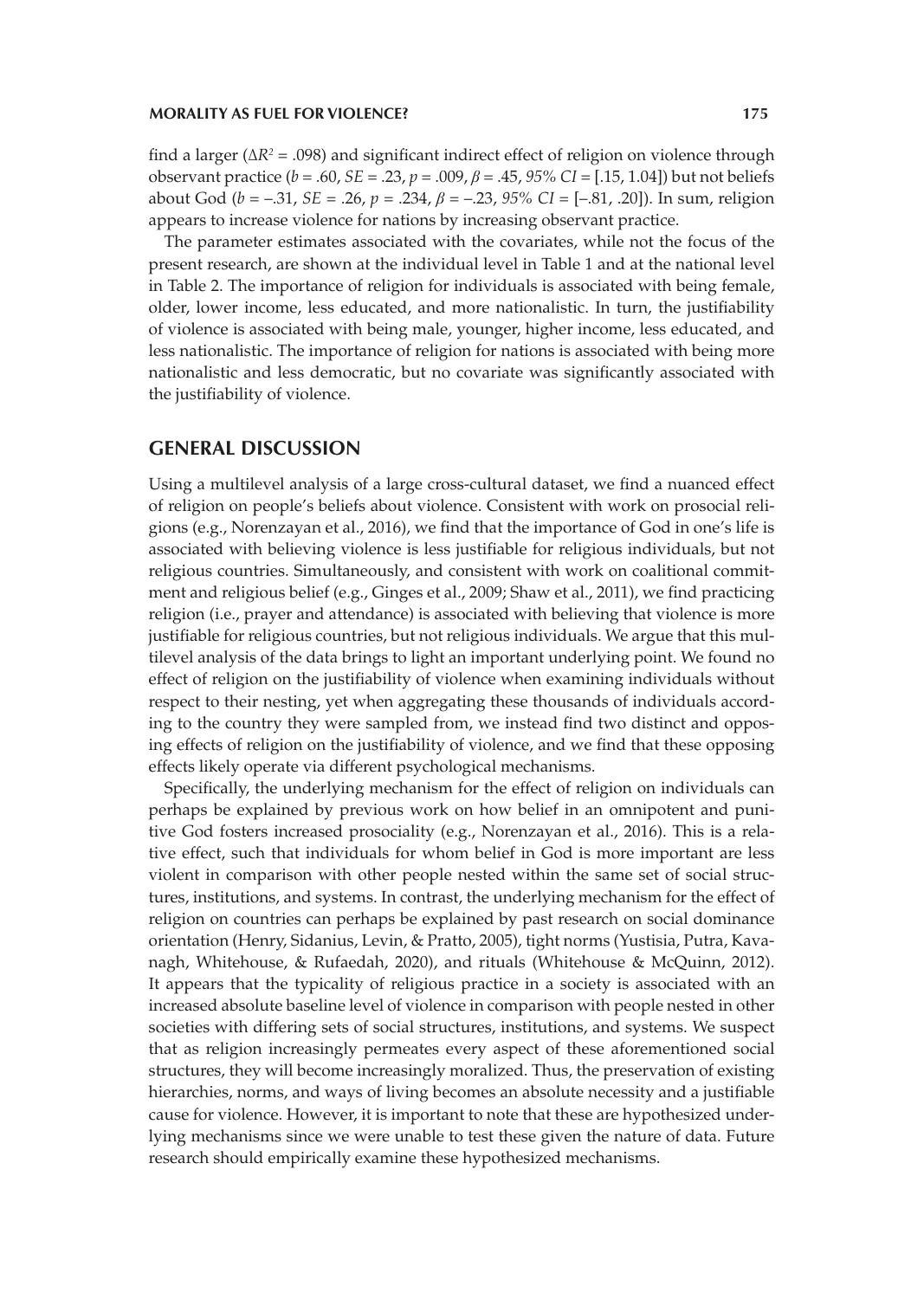find a larger ($\Delta R^2 = .098$) and significant indirect effect of religion on violence through observant practice ($b = .60$, $SE = .23$, $p = .009$, $\beta = .45$, *95% CI* = [.15, 1.04]) but not beliefs about God ($b = -.31$, $SE = .26$, $p = .234$, $\beta = -.23$, *95% CI* = [−.81, .20]). In sum, religion appears to increase violence for nations by increasing observant practice.

The parameter estimates associated with the covariates, while not the focus of the present research, are shown at the individual level in Table 1 and at the national level in Table 2. The importance of religion for individuals is associated with being female, older, lower income, less educated, and more nationalistic. In turn, the justifiability of violence is associated with being male, younger, higher income, less educated, and less nationalistic. The importance of religion for nations is associated with being more nationalistic and less democratic, but no covariate was significantly associated with the justifiability of violence.

## GENERAL DISCUSSION

Using a multilevel analysis of a large cross-cultural dataset, we find a nuanced effect of religion on people's beliefs about violence. Consistent with work on prosocial religions (e.g., Norenzayan et al., 2016), we find that the importance of God in one's life is associated with believing violence is less justifiable for religious individuals, but not religious countries. Simultaneously, and consistent with work on coalitional commitment and religious belief (e.g., Ginges et al., 2009; Shaw et al., 2011), we find practicing religion (i.e., prayer and attendance) is associated with believing that violence is more justifiable for religious countries, but not religious individuals. We argue that this multilevel analysis of the data brings to light an important underlying point. We found no effect of religion on the justifiability of violence when examining individuals without respect to their nesting, yet when aggregating these thousands of individuals according to the country they were sampled from, we instead find two distinct and opposing effects of religion on the justifiability of violence, and we find that these opposing effects likely operate via different psychological mechanisms.

Specifically, the underlying mechanism for the effect of religion on individuals can perhaps be explained by previous work on how belief in an omnipotent and punitive God fosters increased prosociality (e.g., Norenzayan et al., 2016). This is a relative effect, such that individuals for whom belief in God is more important are less violent in comparison with other people nested within the same set of social structures, institutions, and systems. In contrast, the underlying mechanism for the effect of religion on countries can perhaps be explained by past research on social dominance orientation (Henry, Sidanius, Levin, & Pratto, 2005), tight norms (Yustisia, Putra, Kavanagh, Whitehouse, & Rufaedah, 2020), and rituals (Whitehouse & McQuinn, 2012). It appears that the typicality of religious practice in a society is associated with an increased absolute baseline level of violence in comparison with people nested in other societies with differing sets of social structures, institutions, and systems. We suspect that as religion increasingly permeates every aspect of these aforementioned social structures, they will become increasingly moralized. Thus, the preservation of existing hierarchies, norms, and ways of living becomes an absolute necessity and a justifiable cause for violence. However, it is important to note that these are hypothesized underlying mechanisms since we were unable to test these given the nature of data. Future research should empirically examine these hypothesized mechanisms.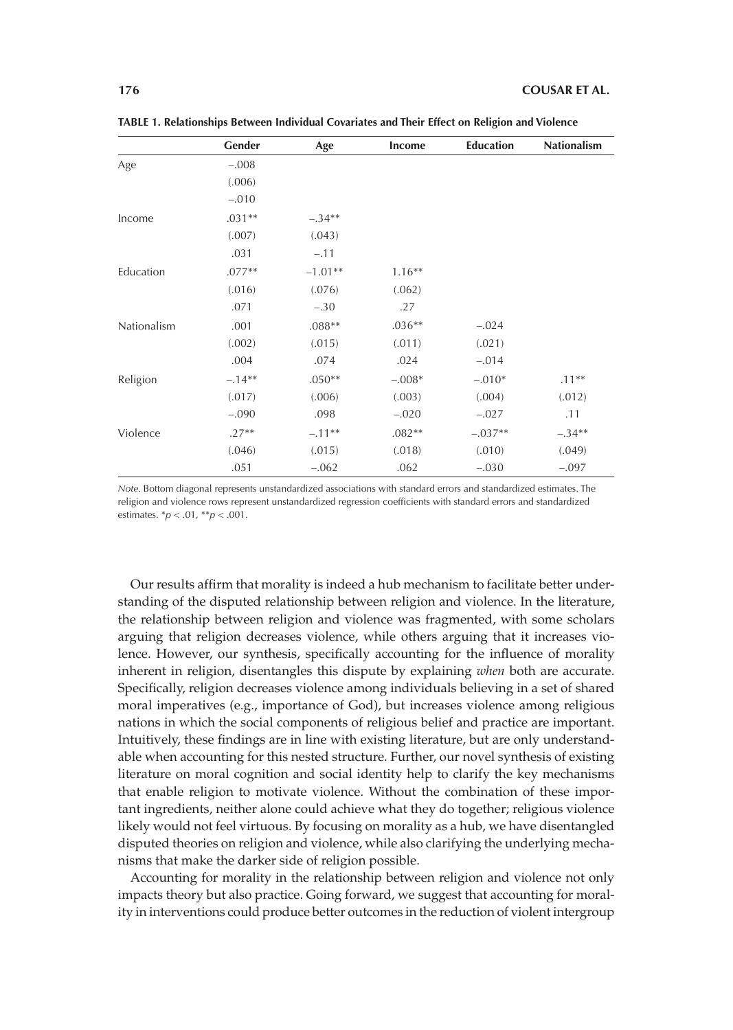**TABLE 1. Relationships Between Individual Covariates and Their Effect on Religion and Violence**

| | Gender | Age | Income | Education | Nationalism |
|---|---|---|---|---|---|
| Age | –.008 | | | | |
| | (.006) | | | | |
| | –.010 | | | | |
| Income | .031** | –.34** | | | |
| | (.007) | (.043) | | | |
| | .031 | –.11 | | | |
| Education | .077** | –1.01** | 1.16** | | |
| | (.016) | (.076) | (.062) | | |
| | .071 | –.30 | .27 | | |
| Nationalism | .001 | .088** | .036** | –.024 | |
| | (.002) | (.015) | (.011) | (.021) | |
| | .004 | .074 | .024 | –.014 | |
| Religion | –.14** | .050** | –.008* | –.010* | .11** |
| | (.017) | (.006) | (.003) | (.004) | (.012) |
| | –.090 | .098 | –.020 | –.027 | .11 |
| Violence | .27** | –.11** | .082** | –.037** | –.34** |
| | (.046) | (.015) | (.018) | (.010) | (.049) |
| | .051 | –.062 | .062 | –.030 | –.097 |

*Note.* Bottom diagonal represents unstandardized associations with standard errors and standardized estimates. The religion and violence rows represent unstandardized regression coefficients with standard errors and standardized estimates. * $p < .01$, ** $p < .001$.

Our results affirm that morality is indeed a hub mechanism to facilitate better understanding of the disputed relationship between religion and violence. In the literature, the relationship between religion and violence was fragmented, with some scholars arguing that religion decreases violence, while others arguing that it increases violence. However, our synthesis, specifically accounting for the influence of morality inherent in religion, disentangles this dispute by explaining *when* both are accurate. Specifically, religion decreases violence among individuals believing in a set of shared moral imperatives (e.g., importance of God), but increases violence among religious nations in which the social components of religious belief and practice are important. Intuitively, these findings are in line with existing literature, but are only understandable when accounting for this nested structure. Further, our novel synthesis of existing literature on moral cognition and social identity help to clarify the key mechanisms that enable religion to motivate violence. Without the combination of these important ingredients, neither alone could achieve what they do together; religious violence likely would not feel virtuous. By focusing on morality as a hub, we have disentangled disputed theories on religion and violence, while also clarifying the underlying mechanisms that make the darker side of religion possible.

Accounting for morality in the relationship between religion and violence not only impacts theory but also practice. Going forward, we suggest that accounting for morality in interventions could produce better outcomes in the reduction of violent intergroup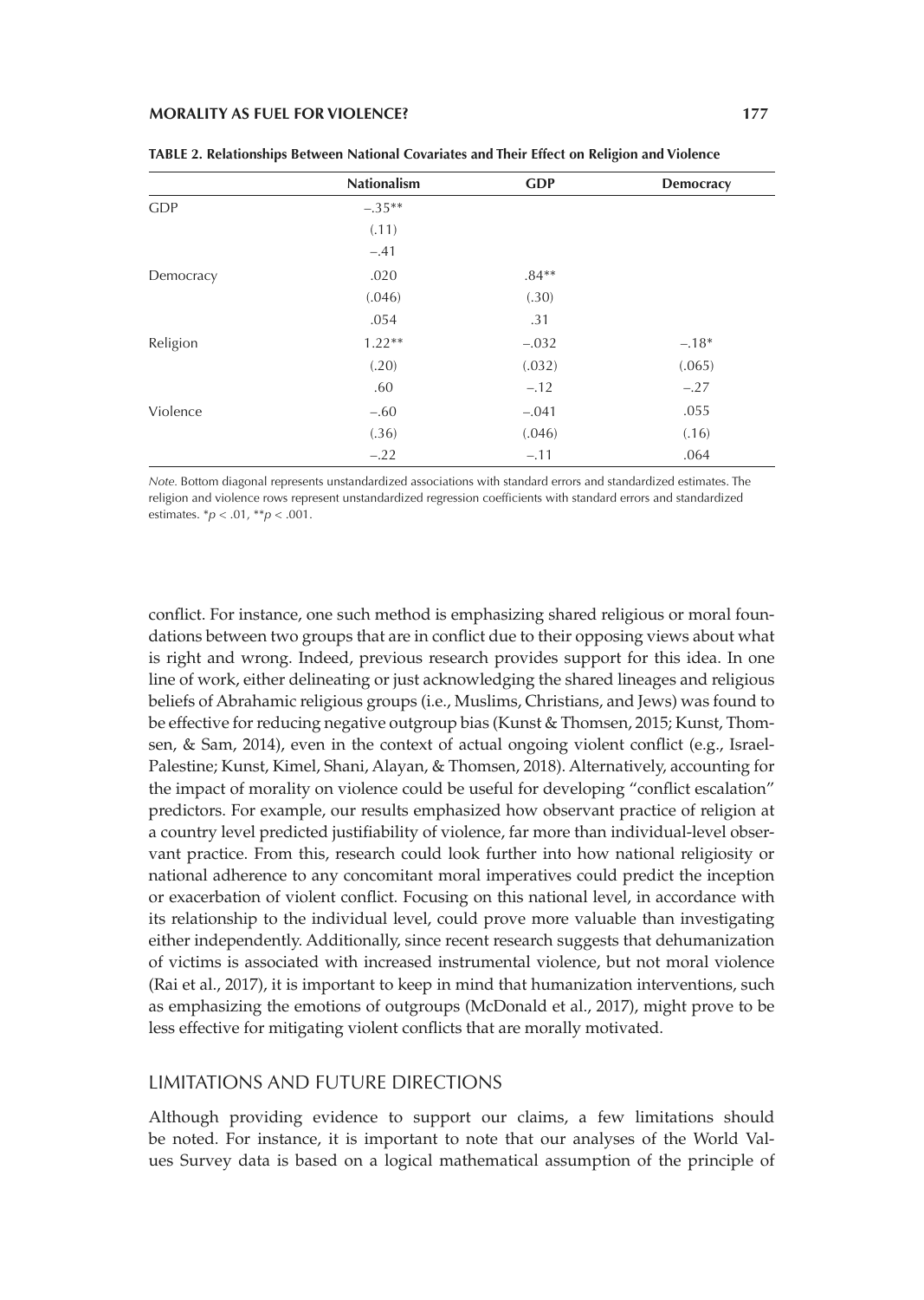**TABLE 2. Relationships Between National Covariates and Their Effect on Religion and Violence**

| | Nationalism | GDP | Democracy |
|---|---|---|---|
| GDP | −.35** | | |
| | (.11) | | |
| | −.41 | | |
| Democracy | .020 | .84** | |
| | (.046) | (.30) | |
| | .054 | .31 | |
| Religion | 1.22** | −.032 | −.18* |
| | (.20) | (.032) | (.065) |
| | .60 | −.12 | −.27 |
| Violence | −.60 | −.041 | .055 |
| | (.36) | (.046) | (.16) |
| | −.22 | −.11 | .064 |

*Note.* Bottom diagonal represents unstandardized associations with standard errors and standardized estimates. The religion and violence rows represent unstandardized regression coefficients with standard errors and standardized estimates. *$p < .01$, **$p < .001$.

conflict. For instance, one such method is emphasizing shared religious or moral foundations between two groups that are in conflict due to their opposing views about what is right and wrong. Indeed, previous research provides support for this idea. In one line of work, either delineating or just acknowledging the shared lineages and religious beliefs of Abrahamic religious groups (i.e., Muslims, Christians, and Jews) was found to be effective for reducing negative outgroup bias (Kunst & Thomsen, 2015; Kunst, Thomsen, & Sam, 2014), even in the context of actual ongoing violent conflict (e.g., Israel-Palestine; Kunst, Kimel, Shani, Alayan, & Thomsen, 2018). Alternatively, accounting for the impact of morality on violence could be useful for developing "conflict escalation" predictors. For example, our results emphasized how observant practice of religion at a country level predicted justifiability of violence, far more than individual-level observant practice. From this, research could look further into how national religiosity or national adherence to any concomitant moral imperatives could predict the inception or exacerbation of violent conflict. Focusing on this national level, in accordance with its relationship to the individual level, could prove more valuable than investigating either independently. Additionally, since recent research suggests that dehumanization of victims is associated with increased instrumental violence, but not moral violence (Rai et al., 2017), it is important to keep in mind that humanization interventions, such as emphasizing the emotions of outgroups (McDonald et al., 2017), might prove to be less effective for mitigating violent conflicts that are morally motivated.

## LIMITATIONS AND FUTURE DIRECTIONS

Although providing evidence to support our claims, a few limitations should be noted. For instance, it is important to note that our analyses of the World Values Survey data is based on a logical mathematical assumption of the principle of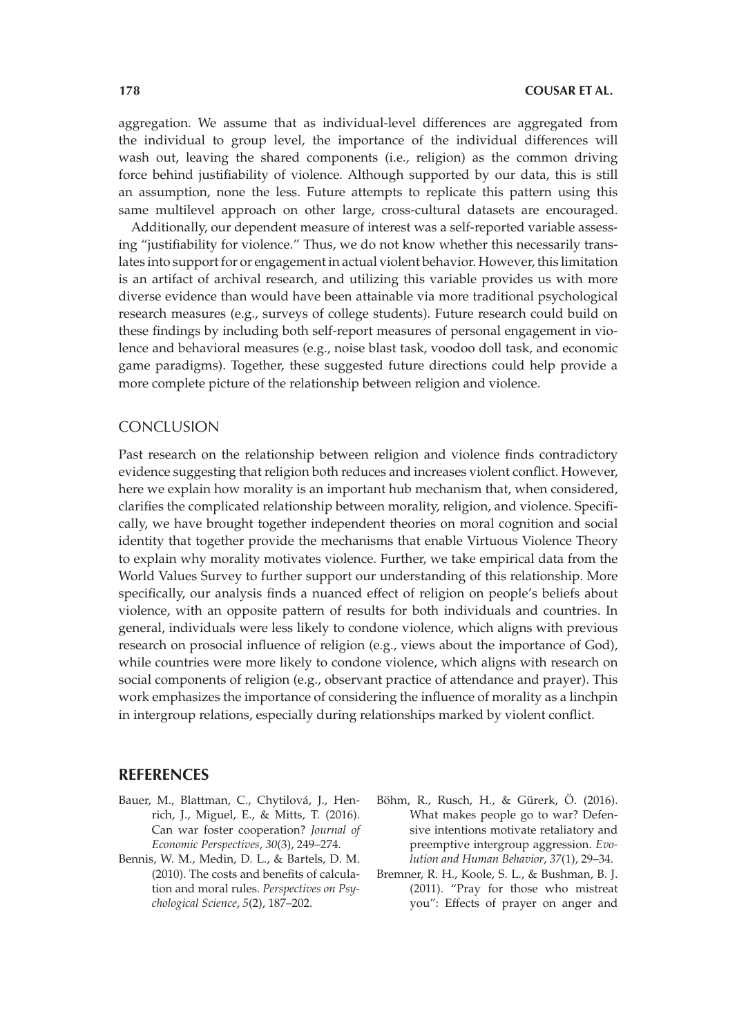aggregation. We assume that as individual-level differences are aggregated from the individual to group level, the importance of the individual differences will wash out, leaving the shared components (i.e., religion) as the common driving force behind justifiability of violence. Although supported by our data, this is still an assumption, none the less. Future attempts to replicate this pattern using this same multilevel approach on other large, cross-cultural datasets are encouraged.

Additionally, our dependent measure of interest was a self-reported variable assessing "justifiability for violence." Thus, we do not know whether this necessarily translates into support for or engagement in actual violent behavior. However, this limitation is an artifact of archival research, and utilizing this variable provides us with more diverse evidence than would have been attainable via more traditional psychological research measures (e.g., surveys of college students). Future research could build on these findings by including both self-report measures of personal engagement in violence and behavioral measures (e.g., noise blast task, voodoo doll task, and economic game paradigms). Together, these suggested future directions could help provide a more complete picture of the relationship between religion and violence.

## CONCLUSION

Past research on the relationship between religion and violence finds contradictory evidence suggesting that religion both reduces and increases violent conflict. However, here we explain how morality is an important hub mechanism that, when considered, clarifies the complicated relationship between morality, religion, and violence. Specifically, we have brought together independent theories on moral cognition and social identity that together provide the mechanisms that enable Virtuous Violence Theory to explain why morality motivates violence. Further, we take empirical data from the World Values Survey to further support our understanding of this relationship. More specifically, our analysis finds a nuanced effect of religion on people's beliefs about violence, with an opposite pattern of results for both individuals and countries. In general, individuals were less likely to condone violence, which aligns with previous research on prosocial influence of religion (e.g., views about the importance of God), while countries were more likely to condone violence, which aligns with research on social components of religion (e.g., observant practice of attendance and prayer). This work emphasizes the importance of considering the influence of morality as a linchpin in intergroup relations, especially during relationships marked by violent conflict.

## REFERENCES

Bauer, M., Blattman, C., Chytilová, J., Henrich, J., Miguel, E., & Mitts, T. (2016). Can war foster cooperation? *Journal of Economic Perspectives*, *30*(3), 249–274.

Bennis, W. M., Medin, D. L., & Bartels, D. M. (2010). The costs and benefits of calculation and moral rules. *Perspectives on Psychological Science*, *5*(2), 187–202.

Böhm, R., Rusch, H., & Gürerk, Ö. (2016). What makes people go to war? Defensive intentions motivate retaliatory and preemptive intergroup aggression. *Evolution and Human Behavior*, *37*(1), 29–34.

Bremner, R. H., Koole, S. L., & Bushman, B. J. (2011). "Pray for those who mistreat you": Effects of prayer on anger and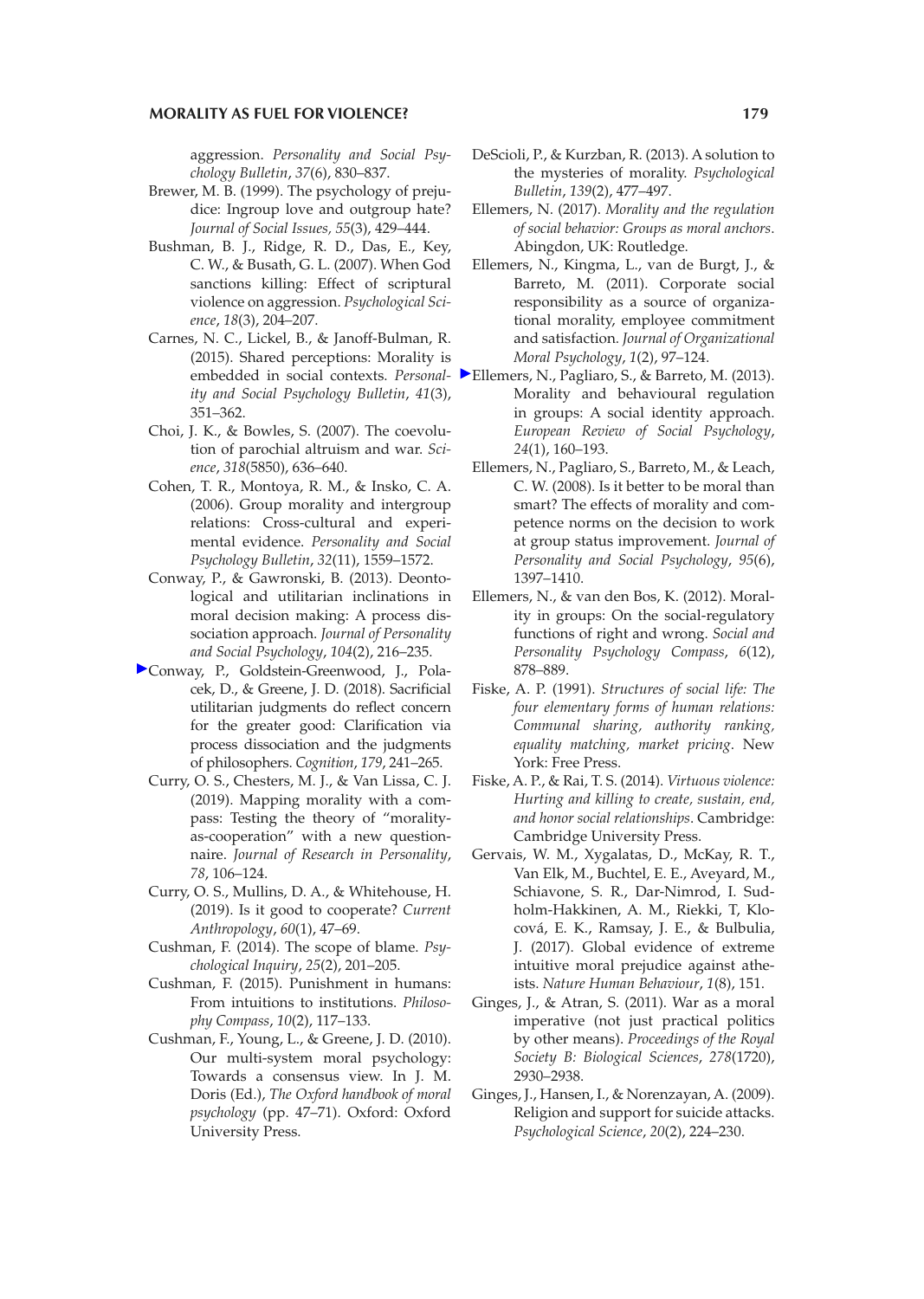aggression. *Personality and Social Psychology Bulletin*, *37*(6), 830–837.

Brewer, M. B. (1999). The psychology of prejudice: Ingroup love and outgroup hate? *Journal of Social Issues*, *55*(3), 429–444.

Bushman, B. J., Ridge, R. D., Das, E., Key, C. W., & Busath, G. L. (2007). When God sanctions killing: Effect of scriptural violence on aggression. *Psychological Science*, *18*(3), 204–207.

Carnes, N. C., Lickel, B., & Janoff-Bulman, R. (2015). Shared perceptions: Morality is embedded in social contexts. *Personality and Social Psychology Bulletin*, *41*(3), 351–362.

Choi, J. K., & Bowles, S. (2007). The coevolution of parochial altruism and war. *Science*, *318*(5850), 636–640.

Cohen, T. R., Montoya, R. M., & Insko, C. A. (2006). Group morality and intergroup relations: Cross-cultural and experimental evidence. *Personality and Social Psychology Bulletin*, *32*(11), 1559–1572.

Conway, P., & Gawronski, B. (2013). Deontological and utilitarian inclinations in moral decision making: A process dissociation approach. *Journal of Personality and Social Psychology*, *104*(2), 216–235.

Conway, P., Goldstein-Greenwood, J., Polacek, D., & Greene, J. D. (2018). Sacrificial utilitarian judgments do reflect concern for the greater good: Clarification via process dissociation and the judgments of philosophers. *Cognition*, *179*, 241–265.

Curry, O. S., Chesters, M. J., & Van Lissa, C. J. (2019). Mapping morality with a compass: Testing the theory of "morality-as-cooperation" with a new questionnaire. *Journal of Research in Personality*, *78*, 106–124.

Curry, O. S., Mullins, D. A., & Whitehouse, H. (2019). Is it good to cooperate? *Current Anthropology*, *60*(1), 47–69.

Cushman, F. (2014). The scope of blame. *Psychological Inquiry*, *25*(2), 201–205.

Cushman, F. (2015). Punishment in humans: From intuitions to institutions. *Philosophy Compass*, *10*(2), 117–133.

Cushman, F., Young, L., & Greene, J. D. (2010). Our multi-system moral psychology: Towards a consensus view. In J. M. Doris (Ed.), *The Oxford handbook of moral psychology* (pp. 47–71). Oxford: Oxford University Press.

DeScioli, P., & Kurzban, R. (2013). A solution to the mysteries of morality. *Psychological Bulletin*, *139*(2), 477–497.

Ellemers, N. (2017). *Morality and the regulation of social behavior: Groups as moral anchors*. Abingdon, UK: Routledge.

Ellemers, N., Kingma, L., van de Burgt, J., & Barreto, M. (2011). Corporate social responsibility as a source of organizational morality, employee commitment and satisfaction. *Journal of Organizational Moral Psychology*, *1*(2), 97–124.

Ellemers, N., Pagliaro, S., & Barreto, M. (2013). Morality and behavioural regulation in groups: A social identity approach. *European Review of Social Psychology*, *24*(1), 160–193.

Ellemers, N., Pagliaro, S., Barreto, M., & Leach, C. W. (2008). Is it better to be moral than smart? The effects of morality and competence norms on the decision to work at group status improvement. *Journal of Personality and Social Psychology*, *95*(6), 1397–1410.

Ellemers, N., & van den Bos, K. (2012). Morality in groups: On the social-regulatory functions of right and wrong. *Social and Personality Psychology Compass*, *6*(12), 878–889.

Fiske, A. P. (1991). *Structures of social life: The four elementary forms of human relations: Communal sharing, authority ranking, equality matching, market pricing*. New York: Free Press.

Fiske, A. P., & Rai, T. S. (2014). *Virtuous violence: Hurting and killing to create, sustain, end, and honor social relationships*. Cambridge: Cambridge University Press.

Gervais, W. M., Xygalatas, D., McKay, R. T., Van Elk, M., Buchtel, E. E., Aveyard, M., Schiavone, S. R., Dar-Nimrod, I. Sudholm-Hakkinen, A. M., Riekki, T, Klocová, E. K., Ramsay, J. E., & Bulbulia, J. (2017). Global evidence of extreme intuitive moral prejudice against atheists. *Nature Human Behaviour*, *1*(8), 151.

Ginges, J., & Atran, S. (2011). War as a moral imperative (not just practical politics by other means). *Proceedings of the Royal Society B: Biological Sciences*, *278*(1720), 2930–2938.

Ginges, J., Hansen, I., & Norenzayan, A. (2009). Religion and support for suicide attacks. *Psychological Science*, *20*(2), 224–230.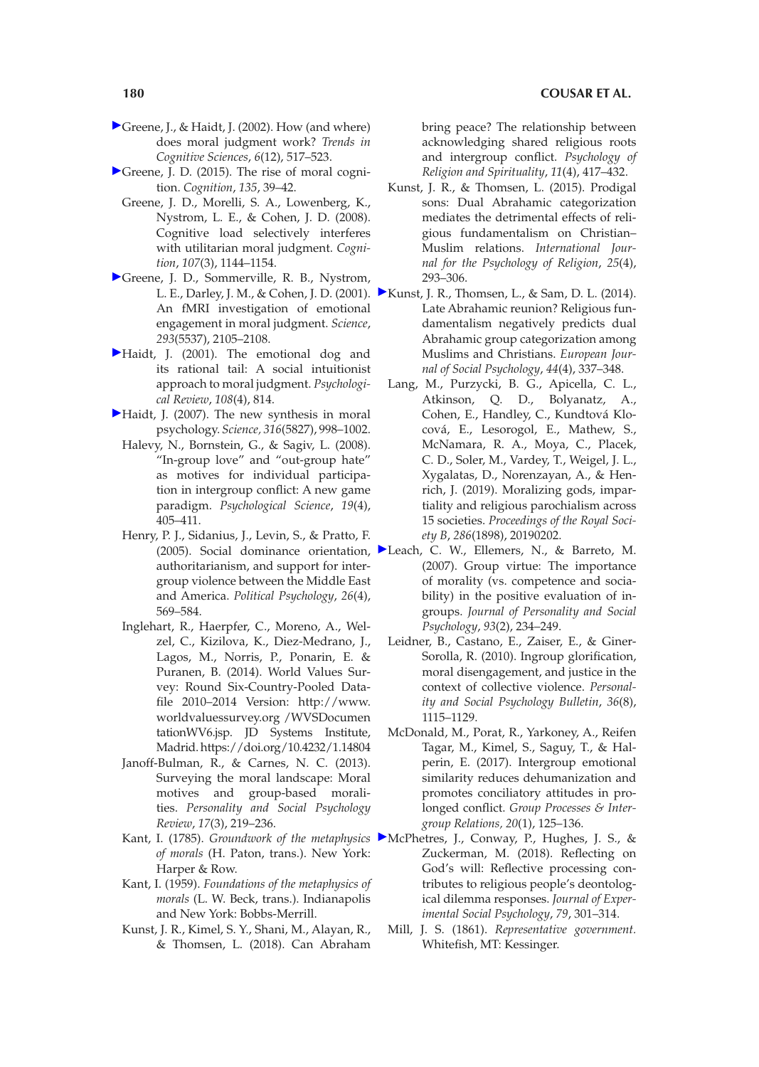Greene, J., & Haidt, J. (2002). How (and where) does moral judgment work? *Trends in Cognitive Sciences*, *6*(12), 517–523.

Greene, J. D. (2015). The rise of moral cognition. *Cognition*, *135*, 39–42.

Greene, J. D., Morelli, S. A., Lowenberg, K., Nystrom, L. E., & Cohen, J. D. (2008). Cognitive load selectively interferes with utilitarian moral judgment. *Cognition*, *107*(3), 1144–1154.

Greene, J. D., Sommerville, R. B., Nystrom, L. E., Darley, J. M., & Cohen, J. D. (2001). An fMRI investigation of emotional engagement in moral judgment. *Science*, *293*(5537), 2105–2108.

Haidt, J. (2001). The emotional dog and its rational tail: A social intuitionist approach to moral judgment. *Psychological Review*, *108*(4), 814.

Haidt, J. (2007). The new synthesis in moral psychology. *Science, 316*(5827), 998–1002.

Halevy, N., Bornstein, G., & Sagiv, L. (2008). "In-group love" and "out-group hate" as motives for individual participation in intergroup conflict: A new game paradigm. *Psychological Science*, *19*(4), 405–411.

Henry, P. J., Sidanius, J., Levin, S., & Pratto, F. (2005). Social dominance orientation, authoritarianism, and support for intergroup violence between the Middle East and America. *Political Psychology*, *26*(4), 569–584.

Inglehart, R., Haerpfer, C., Moreno, A., Welzel, C., Kizilova, K., Diez-Medrano, J., Lagos, M., Norris, P., Ponarin, E. & Puranen, B. (2014). World Values Survey: Round Six-Country-Pooled Datafile 2010–2014 Version: http://www.worldvaluessurvey.org /WVSDocumentationWV6.jsp. JD Systems Institute, Madrid. https://doi.org/10.4232/1.14804

Janoff-Bulman, R., & Carnes, N. C. (2013). Surveying the moral landscape: Moral motives and group-based moralities. *Personality and Social Psychology Review*, *17*(3), 219–236.

Kant, I. (1785). *Groundwork of the metaphysics of morals* (H. Paton, trans.). New York: Harper & Row.

Kant, I. (1959). *Foundations of the metaphysics of morals* (L. W. Beck, trans.). Indianapolis and New York: Bobbs-Merrill.

Kunst, J. R., Kimel, S. Y., Shani, M., Alayan, R., & Thomsen, L. (2018). Can Abraham bring peace? The relationship between acknowledging shared religious roots and intergroup conflict. *Psychology of Religion and Spirituality*, *11*(4), 417–432.

Kunst, J. R., & Thomsen, L. (2015). Prodigal sons: Dual Abrahamic categorization mediates the detrimental effects of religious fundamentalism on Christian–Muslim relations. *International Journal for the Psychology of Religion*, *25*(4), 293–306.

Kunst, J. R., Thomsen, L., & Sam, D. L. (2014). Late Abrahamic reunion? Religious fundamentalism negatively predicts dual Abrahamic group categorization among Muslims and Christians. *European Journal of Social Psychology*, *44*(4), 337–348.

Lang, M., Purzycki, B. G., Apicella, C. L., Atkinson, Q. D., Bolyanatz, A., Cohen, E., Handley, C., Kundtová Klocová, E., Lesorogol, E., Mathew, S., McNamara, R. A., Moya, C., Placek, C. D., Soler, M., Vardey, T., Weigel, J. L., Xygalatas, D., Norenzayan, A., & Henrich, J. (2019). Moralizing gods, impartiality and religious parochialism across 15 societies. *Proceedings of the Royal Society B*, *286*(1898), 20190202.

Leach, C. W., Ellemers, N., & Barreto, M. (2007). Group virtue: The importance of morality (vs. competence and sociability) in the positive evaluation of ingroups. *Journal of Personality and Social Psychology*, *93*(2), 234–249.

Leidner, B., Castano, E., Zaiser, E., & Giner-Sorolla, R. (2010). Ingroup glorification, moral disengagement, and justice in the context of collective violence. *Personality and Social Psychology Bulletin*, *36*(8), 1115–1129.

McDonald, M., Porat, R., Yarkoney, A., Reifen Tagar, M., Kimel, S., Saguy, T., & Halperin, E. (2017). Intergroup emotional similarity reduces dehumanization and promotes conciliatory attitudes in prolonged conflict. *Group Processes & Intergroup Relations, 20*(1), 125–136.

McPhetres, J., Conway, P., Hughes, J. S., & Zuckerman, M. (2018). Reflecting on God's will: Reflective processing contributes to religious people's deontological dilemma responses. *Journal of Experimental Social Psychology*, *79*, 301–314.

Mill, J. S. (1861). *Representative government.* Whitefish, MT: Kessinger.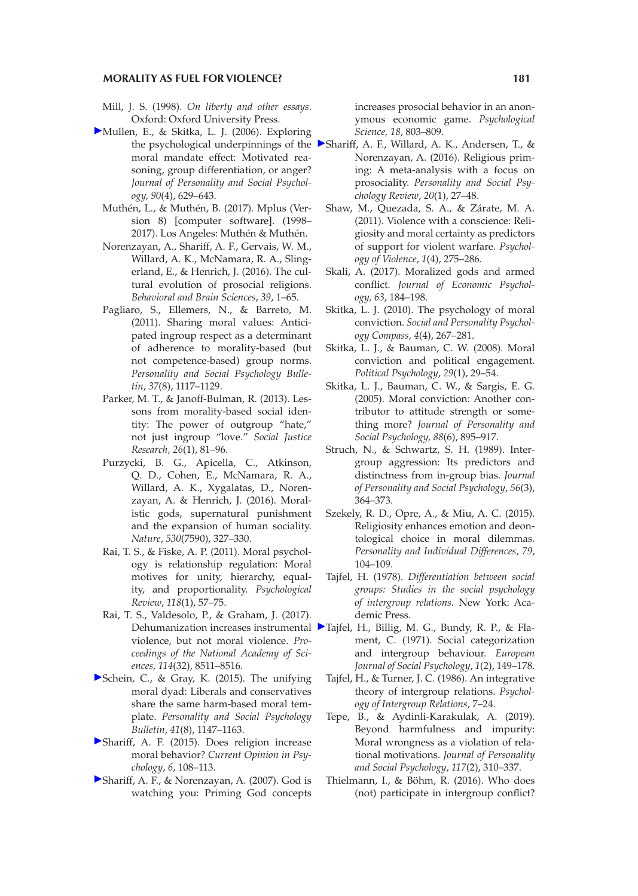Mill, J. S. (1998). *On liberty and other essays*. Oxford: Oxford University Press.

Mullen, E., & Skitka, L. J. (2006). Exploring the psychological underpinnings of the moral mandate effect: Motivated reasoning, group differentiation, or anger? *Journal of Personality and Social Psychology, 90*(4), 629–643.

Muthén, L., & Muthén, B. (2017). Mplus (Version 8) [computer software]. (1998–2017). Los Angeles: Muthén & Muthén.

Norenzayan, A., Shariff, A. F., Gervais, W. M., Willard, A. K., McNamara, R. A., Slingerland, E., & Henrich, J. (2016). The cultural evolution of prosocial religions. *Behavioral and Brain Sciences*, *39*, 1–65.

Pagliaro, S., Ellemers, N., & Barreto, M. (2011). Sharing moral values: Anticipated ingroup respect as a determinant of adherence to morality-based (but not competence-based) group norms. *Personality and Social Psychology Bulletin*, *37*(8), 1117–1129.

Parker, M. T., & Janoff-Bulman, R. (2013). Lessons from morality-based social identity: The power of outgroup "hate," not just ingroup "love." *Social Justice Research, 26*(1), 81–96.

Purzycki, B. G., Apicella, C., Atkinson, Q. D., Cohen, E., McNamara, R. A., Willard, A. K., Xygalatas, D., Norenzayan, A. & Henrich, J. (2016). Moralistic gods, supernatural punishment and the expansion of human sociality. *Nature*, *530*(7590), 327–330.

Rai, T. S., & Fiske, A. P. (2011). Moral psychology is relationship regulation: Moral motives for unity, hierarchy, equality, and proportionality. *Psychological Review*, *118*(1), 57–75.

Rai, T. S., Valdesolo, P., & Graham, J. (2017). Dehumanization increases instrumental violence, but not moral violence. *Proceedings of the National Academy of Sciences, 114*(32), 8511–8516.

Schein, C., & Gray, K. (2015). The unifying moral dyad: Liberals and conservatives share the same harm-based moral template. *Personality and Social Psychology Bulletin*, *41*(8), 1147–1163.

Shariff, A. F. (2015). Does religion increase moral behavior? *Current Opinion in Psychology*, *6*, 108–113.

Shariff, A. F., & Norenzayan, A. (2007). God is watching you: Priming God concepts increases prosocial behavior in an anonymous economic game. *Psychological Science, 18*, 803–809.

Shariff, A. F., Willard, A. K., Andersen, T., & Norenzayan, A. (2016). Religious priming: A meta-analysis with a focus on prosociality. *Personality and Social Psychology Review*, *20*(1), 27–48.

Shaw, M., Quezada, S. A., & Zárate, M. A. (2011). Violence with a conscience: Religiosity and moral certainty as predictors of support for violent warfare. *Psychology of Violence*, *1*(4), 275–286.

Skali, A. (2017). Moralized gods and armed conflict. *Journal of Economic Psychology, 63*, 184–198.

Skitka, L. J. (2010). The psychology of moral conviction. *Social and Personality Psychology Compass, 4*(4), 267–281.

Skitka, L. J., & Bauman, C. W. (2008). Moral conviction and political engagement. *Political Psychology*, *29*(1), 29–54.

Skitka, L. J., Bauman, C. W., & Sargis, E. G. (2005). Moral conviction: Another contributor to attitude strength or something more? *Journal of Personality and Social Psychology, 88*(6), 895–917.

Struch, N., & Schwartz, S. H. (1989). Intergroup aggression: Its predictors and distinctness from in-group bias. *Journal of Personality and Social Psychology*, *56*(3), 364–373.

Szekely, R. D., Opre, A., & Miu, A. C. (2015). Religiosity enhances emotion and deontological choice in moral dilemmas. *Personality and Individual Differences*, *79*, 104–109.

Tajfel, H. (1978). *Differentiation between social groups: Studies in the social psychology of intergroup relations.* New York: Academic Press.

Tajfel, H., Billig, M. G., Bundy, R. P., & Flament, C. (1971). Social categorization and intergroup behaviour. *European Journal of Social Psychology*, *1*(2), 149–178.

Tajfel, H., & Turner, J. C. (1986). An integrative theory of intergroup relations. *Psychology of Intergroup Relations*, 7–24.

Tepe, B., & Aydinli-Karakulak, A. (2019). Beyond harmfulness and impurity: Moral wrongness as a violation of relational motivations. *Journal of Personality and Social Psychology*, *117*(2), 310–337.

Thielmann, I., & Böhm, R. (2016). Who does (not) participate in intergroup conflict?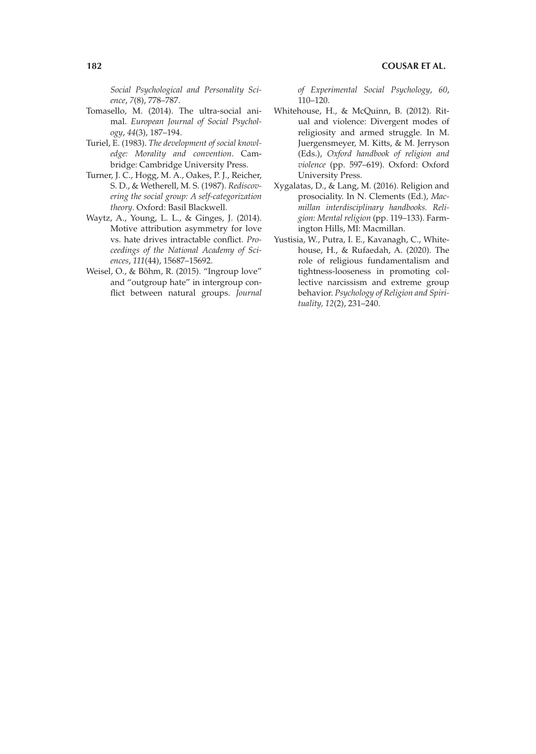*Social Psychological and Personality Science*, *7*(8), 778–787.

Tomasello, M. (2014). The ultra-social animal. *European Journal of Social Psychology*, *44*(3), 187–194.

Turiel, E. (1983). *The development of social knowledge: Morality and convention*. Cambridge: Cambridge University Press.

Turner, J. C., Hogg, M. A., Oakes, P. J., Reicher, S. D., & Wetherell, M. S. (1987). *Rediscovering the social group: A self-categorization theory*. Oxford: Basil Blackwell.

Waytz, A., Young, L. L., & Ginges, J. (2014). Motive attribution asymmetry for love vs. hate drives intractable conflict. *Proceedings of the National Academy of Sciences*, *111*(44), 15687–15692.

Weisel, O., & Böhm, R. (2015). "Ingroup love" and "outgroup hate" in intergroup conflict between natural groups. *Journal of Experimental Social Psychology*, *60*, 110–120.

Whitehouse, H., & McQuinn, B. (2012). Ritual and violence: Divergent modes of religiosity and armed struggle. In M. Juergensmeyer, M. Kitts, & M. Jerryson (Eds.), *Oxford handbook of religion and violence* (pp. 597–619). Oxford: Oxford University Press.

Xygalatas, D., & Lang, M. (2016). Religion and prosociality. In N. Clements (Ed.), *Macmillan interdisciplinary handbooks. Religion: Mental religion* (pp. 119–133). Farmington Hills, MI: Macmillan.

Yustisia, W., Putra, I. E., Kavanagh, C., Whitehouse, H., & Rufaedah, A. (2020). The role of religious fundamentalism and tightness-looseness in promoting collective narcissism and extreme group behavior. *Psychology of Religion and Spirituality, 12*(2), 231–240.